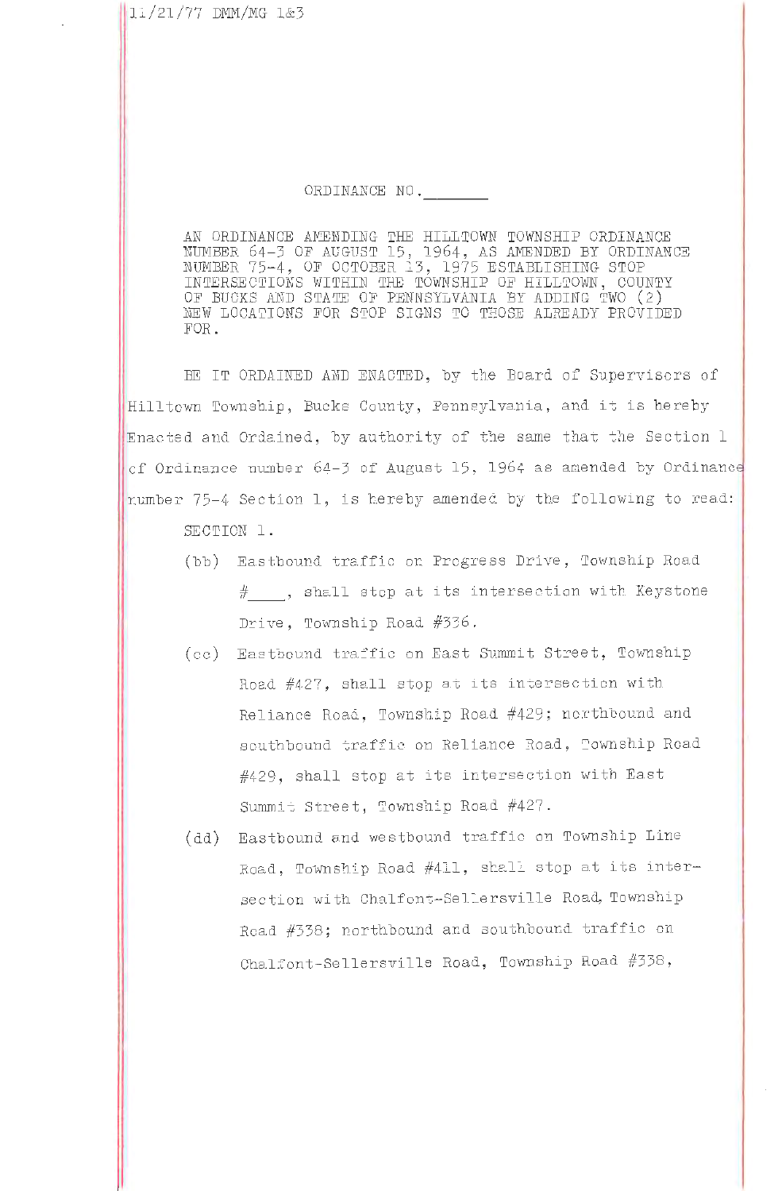11/21/77 DMM/MG 1&3

ORDINANCE NO.________

AN ORDINANCE AMENDING THE HILLTOWN TOWNSHIP ORDINANCE NUMBER 64-3 OF AUGUST 15, 1964, AS AMENDED BY ORDINANCE NUMBER 75-4, OF OCTOBER 13, 1975 ESTABLISHING STOP INTERSECTIONS WITHIN THE TOWNSHIP OF HILLTOWN, COUNTY OF BUCKS AND STATE OF PENNSYLVANIA BY ADDING TWO (2) NEW LOCATIONS FOR STOP SIGNS TO THOSE ALREADY PROVIDED FOR.

BE IT ORDAINED AND ENACTED, by the Board of Supervisors of Hilltown Township, Bucks County, Pennsylvania, and it is hereby Enacted and Ordained, by authority of the same that the Section 1 of Ordinance number 64-3 of August 15, 1964 as amended by Ordinance number 75-4 Section 1, is hereby amended by the following to read:

SECTION 1.

(bb) Eastbound traffic on Progress Drive, Township Road #____, shall stop at its intersection with Keystone Drive, Township Road #336.

(cc) Eastbound traffic on East Summit Street, Township Road #427, shall stop at its intersection with Reliance Road, Township Road #429; northbound and southbound traffic on Reliance Road, Township Road #429, shall stop at its intersection with East Summit Street, Township Road #427.

(dd) Eastbound and westbound traffic on Township Line Road, Township Road #411, shall stop at its intersection with Chalfont-Sellersville Road, Township Road #338; northbound and southbound traffic on Chalfont-Sellersville Road, Township Road #338,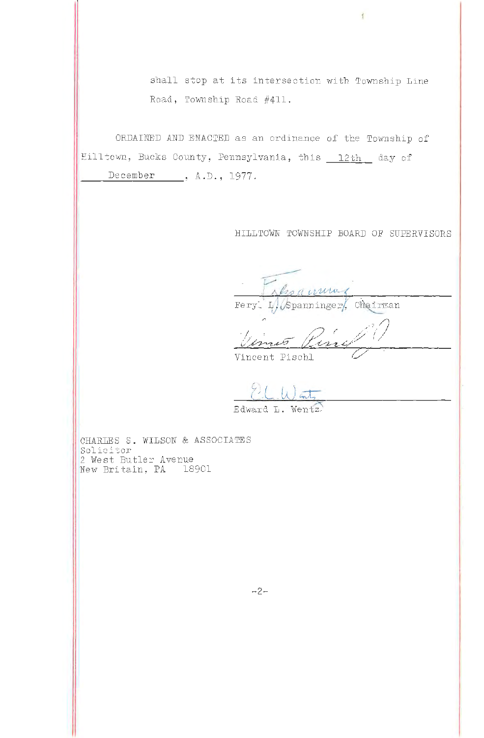shall stop at its intersection with Township Line Road, Township Road #411.

ORDAINED AND ENACTED as an ordinance of the Township of Hilltown, Bucks County, Pennsylvania, this 12th day of December, A.D., 1977.

HILLTOWN TOWNSHIP BOARD OF SUPERVISORS

Feryl L. Spanninger, Chairman

Vincent Pischl

Edward L. Wentz

CHARLES S. WILSON & ASSOCIATES
Solicitor
2 West Butler Avenue
New Britain, PA 18901